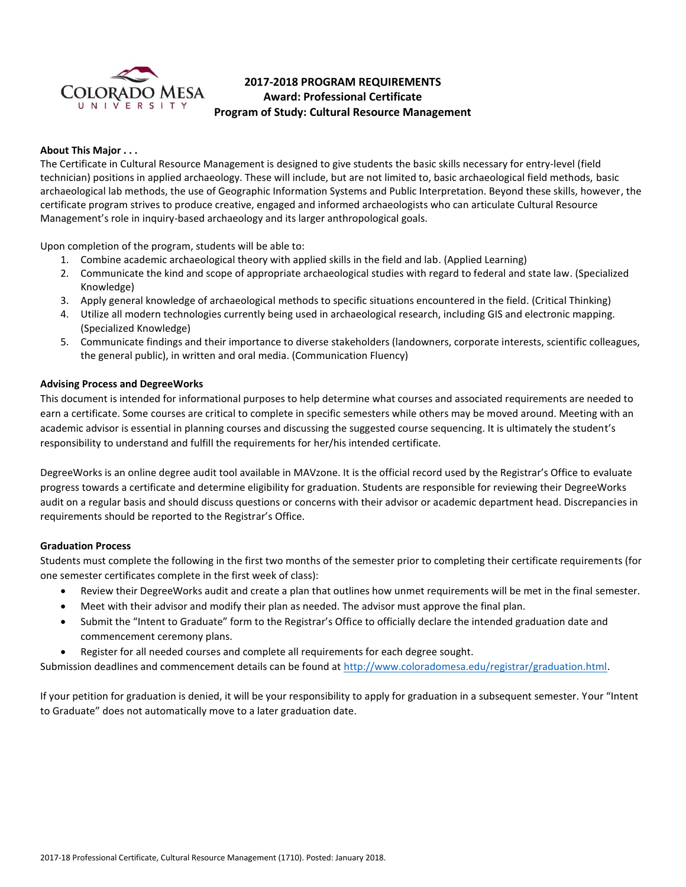# 2017-2018 PROGRAM REQUIREMENTS
## Award: Professional Certificate
## Program of Study: Cultural Resource Management

### About This Major . . .

The Certificate in Cultural Resource Management is designed to give students the basic skills necessary for entry-level (field technician) positions in applied archaeology. These will include, but are not limited to, basic archaeological field methods, basic archaeological lab methods, the use of Geographic Information Systems and Public Interpretation. Beyond these skills, however, the certificate program strives to produce creative, engaged and informed archaeologists who can articulate Cultural Resource Management's role in inquiry-based archaeology and its larger anthropological goals.

Upon completion of the program, students will be able to:

1. Combine academic archaeological theory with applied skills in the field and lab. (Applied Learning)
2. Communicate the kind and scope of appropriate archaeological studies with regard to federal and state law. (Specialized Knowledge)
3. Apply general knowledge of archaeological methods to specific situations encountered in the field. (Critical Thinking)
4. Utilize all modern technologies currently being used in archaeological research, including GIS and electronic mapping. (Specialized Knowledge)
5. Communicate findings and their importance to diverse stakeholders (landowners, corporate interests, scientific colleagues, the general public), in written and oral media. (Communication Fluency)

### Advising Process and DegreeWorks

This document is intended for informational purposes to help determine what courses and associated requirements are needed to earn a certificate. Some courses are critical to complete in specific semesters while others may be moved around. Meeting with an academic advisor is essential in planning courses and discussing the suggested course sequencing. It is ultimately the student's responsibility to understand and fulfill the requirements for her/his intended certificate.

DegreeWorks is an online degree audit tool available in MAVzone. It is the official record used by the Registrar's Office to evaluate progress towards a certificate and determine eligibility for graduation. Students are responsible for reviewing their DegreeWorks audit on a regular basis and should discuss questions or concerns with their advisor or academic department head. Discrepancies in requirements should be reported to the Registrar's Office.

### Graduation Process

Students must complete the following in the first two months of the semester prior to completing their certificate requirements (for one semester certificates complete in the first week of class):

- Review their DegreeWorks audit and create a plan that outlines how unmet requirements will be met in the final semester.
- Meet with their advisor and modify their plan as needed. The advisor must approve the final plan.
- Submit the "Intent to Graduate" form to the Registrar's Office to officially declare the intended graduation date and commencement ceremony plans.
- Register for all needed courses and complete all requirements for each degree sought.

Submission deadlines and commencement details can be found at http://www.coloradomesa.edu/registrar/graduation.html.

If your petition for graduation is denied, it will be your responsibility to apply for graduation in a subsequent semester. Your "Intent to Graduate" does not automatically move to a later graduation date.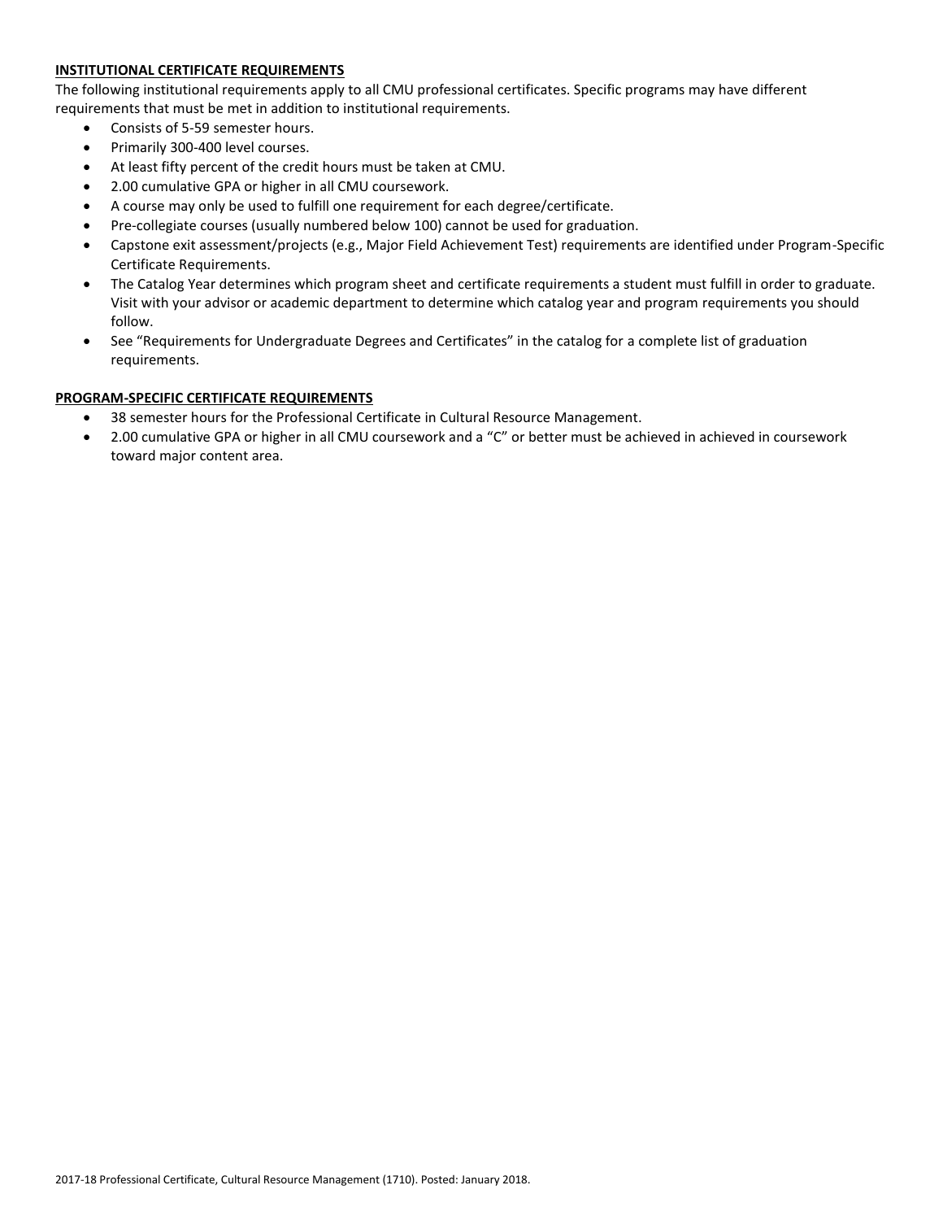**INSTITUTIONAL CERTIFICATE REQUIREMENTS**

The following institutional requirements apply to all CMU professional certificates. Specific programs may have different requirements that must be met in addition to institutional requirements.

- Consists of 5-59 semester hours.
- Primarily 300-400 level courses.
- At least fifty percent of the credit hours must be taken at CMU.
- 2.00 cumulative GPA or higher in all CMU coursework.
- A course may only be used to fulfill one requirement for each degree/certificate.
- Pre-collegiate courses (usually numbered below 100) cannot be used for graduation.
- Capstone exit assessment/projects (e.g., Major Field Achievement Test) requirements are identified under Program-Specific Certificate Requirements.
- The Catalog Year determines which program sheet and certificate requirements a student must fulfill in order to graduate. Visit with your advisor or academic department to determine which catalog year and program requirements you should follow.
- See "Requirements for Undergraduate Degrees and Certificates" in the catalog for a complete list of graduation requirements.

**PROGRAM-SPECIFIC CERTIFICATE REQUIREMENTS**

- 38 semester hours for the Professional Certificate in Cultural Resource Management.
- 2.00 cumulative GPA or higher in all CMU coursework and a "C" or better must be achieved in achieved in coursework toward major content area.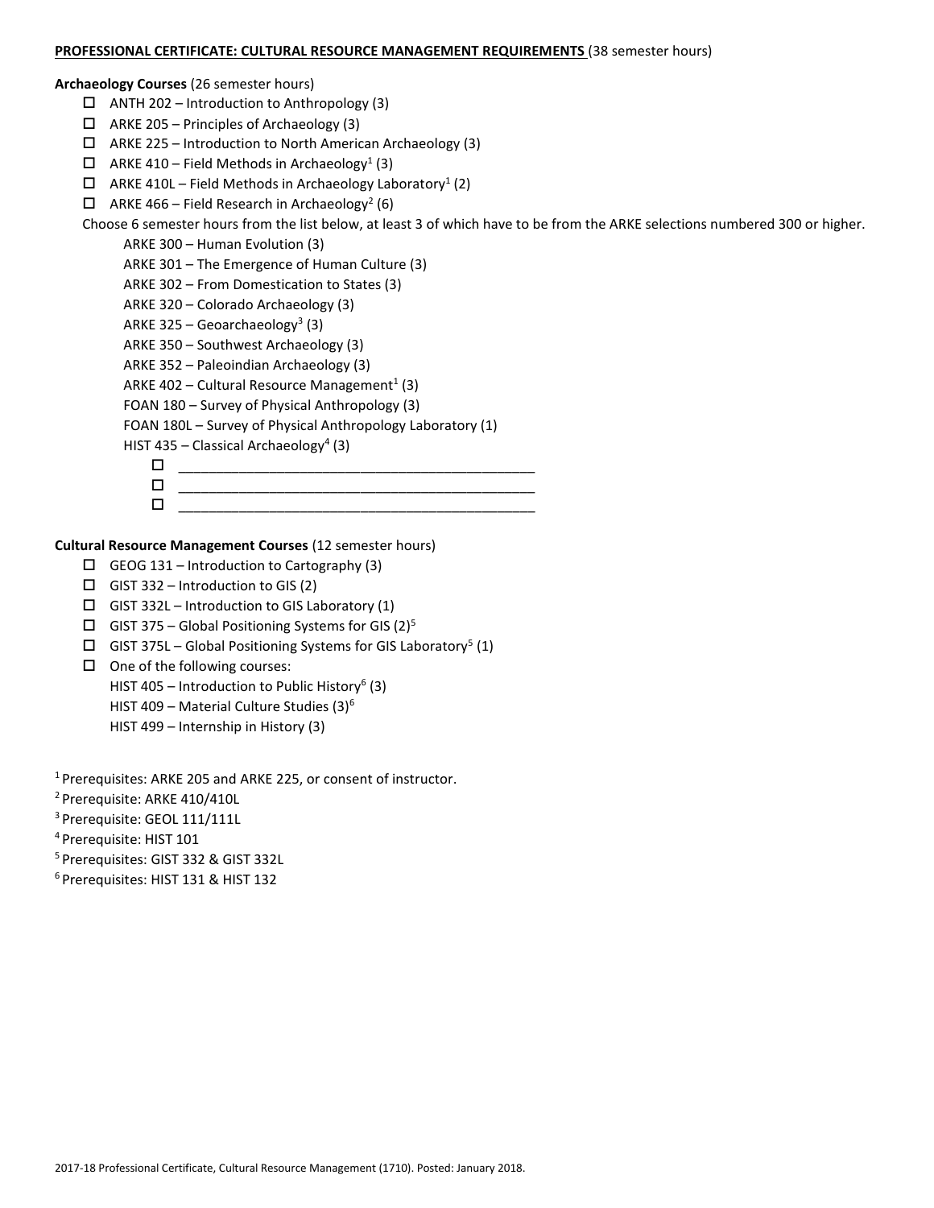**PROFESSIONAL CERTIFICATE: CULTURAL RESOURCE MANAGEMENT REQUIREMENTS** (38 semester hours)

**Archaeology Courses** (26 semester hours)

- ☐ ANTH 202 – Introduction to Anthropology (3)
- ☐ ARKE 205 – Principles of Archaeology (3)
- ☐ ARKE 225 – Introduction to North American Archaeology (3)
- ☐ ARKE 410 – Field Methods in Archaeology[1] (3)
- ☐ ARKE 410L – Field Methods in Archaeology Laboratory[1] (2)
- ☐ ARKE 466 – Field Research in Archaeology[2] (6)

Choose 6 semester hours from the list below, at least 3 of which have to be from the ARKE selections numbered 300 or higher.

- ARKE 300 – Human Evolution (3)
- ARKE 301 – The Emergence of Human Culture (3)
- ARKE 302 – From Domestication to States (3)
- ARKE 320 – Colorado Archaeology (3)
- ARKE 325 – Geoarchaeology[3] (3)
- ARKE 350 – Southwest Archaeology (3)
- ARKE 352 – Paleoindian Archaeology (3)
- ARKE 402 – Cultural Resource Management[1] (3)
- FOAN 180 – Survey of Physical Anthropology (3)
- FOAN 180L – Survey of Physical Anthropology Laboratory (1)
- HIST 435 – Classical Archaeology[4] (3)
  - ☐ _______________________________________________
  - ☐ _______________________________________________
  - ☐ _______________________________________________

**Cultural Resource Management Courses** (12 semester hours)

- ☐ GEOG 131 – Introduction to Cartography (3)
- ☐ GIST 332 – Introduction to GIS (2)
- ☐ GIST 332L – Introduction to GIS Laboratory (1)
- ☐ GIST 375 – Global Positioning Systems for GIS (2)[5]
- ☐ GIST 375L – Global Positioning Systems for GIS Laboratory[5] (1)
- ☐ One of the following courses:
  - HIST 405 – Introduction to Public History[6] (3)
  - HIST 409 – Material Culture Studies (3)[6]
  - HIST 499 – Internship in History (3)

[1] Prerequisites: ARKE 205 and ARKE 225, or consent of instructor.

[2] Prerequisite: ARKE 410/410L

[3] Prerequisite: GEOL 111/111L

[4] Prerequisite: HIST 101

[5] Prerequisites: GIST 332 & GIST 332L

[6] Prerequisites: HIST 131 & HIST 132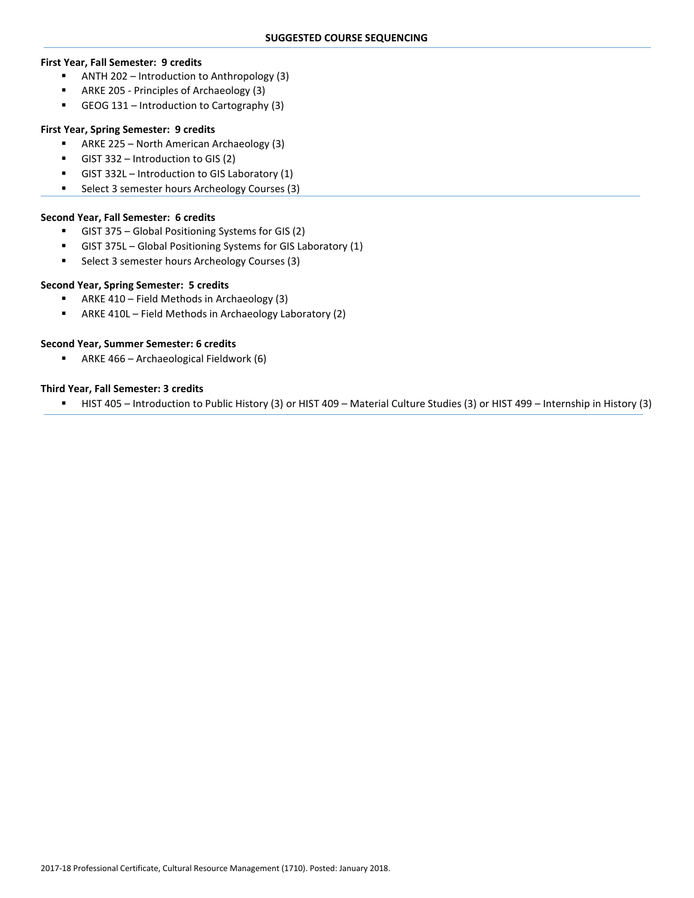## SUGGESTED COURSE SEQUENCING

**First Year, Fall Semester: 9 credits**

- ANTH 202 – Introduction to Anthropology (3)
- ARKE 205 - Principles of Archaeology (3)
- GEOG 131 – Introduction to Cartography (3)

**First Year, Spring Semester: 9 credits**

- ARKE 225 – North American Archaeology (3)
- GIST 332 – Introduction to GIS (2)
- GIST 332L – Introduction to GIS Laboratory (1)
- Select 3 semester hours Archeology Courses (3)

**Second Year, Fall Semester: 6 credits**

- GIST 375 – Global Positioning Systems for GIS (2)
- GIST 375L – Global Positioning Systems for GIS Laboratory (1)
- Select 3 semester hours Archeology Courses (3)

**Second Year, Spring Semester: 5 credits**

- ARKE 410 – Field Methods in Archaeology (3)
- ARKE 410L – Field Methods in Archaeology Laboratory (2)

**Second Year, Summer Semester: 6 credits**

- ARKE 466 – Archaeological Fieldwork (6)

**Third Year, Fall Semester: 3 credits**

- HIST 405 – Introduction to Public History (3) or HIST 409 – Material Culture Studies (3) or HIST 499 – Internship in History (3)

2017-18 Professional Certificate, Cultural Resource Management (1710). Posted: January 2018.